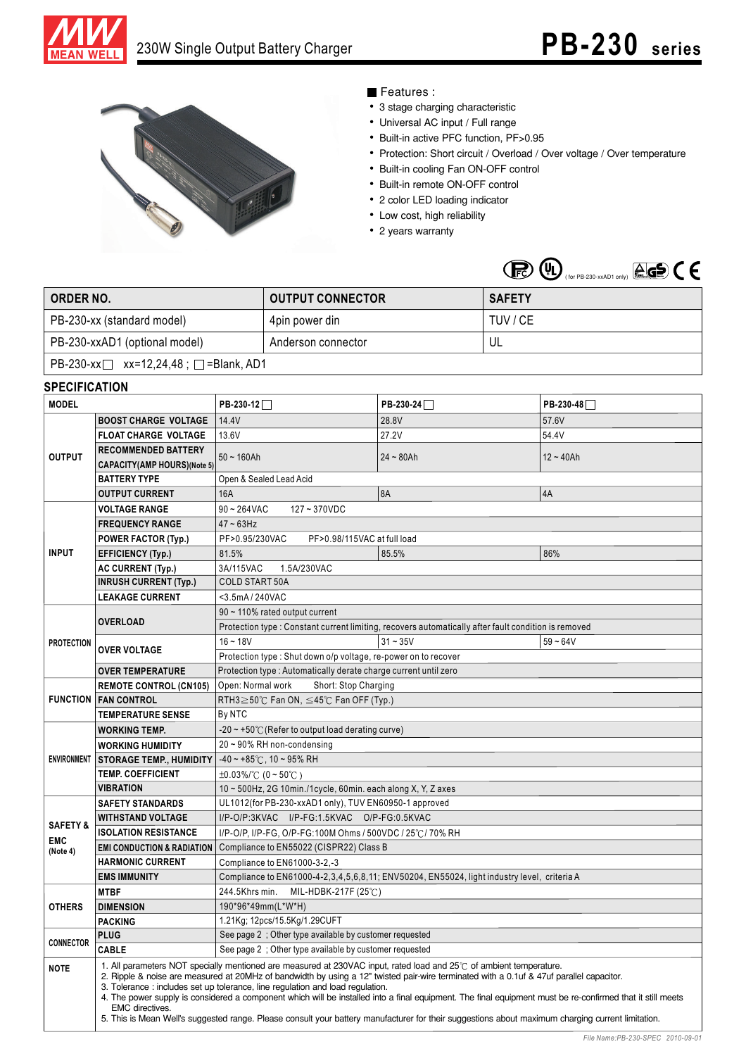# 230W Single Output Battery Charger

## PB-230 series

■ Features :

- 3 stage charging characteristic
- Universal AC input / Full range
- Built-in active PFC function, PF>0.95
- Protection: Short circuit / Overload / Over voltage / Over temperature
- Built-in cooling Fan ON-OFF control
- Built-in remote ON-OFF control
- 2 color LED loading indicator
- Low cost, high reliability
- 2 years warranty

( for PB-230-xxAD1 only)

| ORDER NO. | OUTPUT CONNECTOR | SAFETY |
|---|---|---|
| PB-230-xx (standard model) | 4pin power din | TUV / CE |
| PB-230-xxAD1 (optional model) | Anderson connector | UL |
| PB-230-xx□ xx=12,24,48 ; □=Blank, AD1 | | |

## SPECIFICATION

| MODEL | | PB-230-12□ | PB-230-24□ | PB-230-48□ |
|---|---|---|---|---|
| OUTPUT | BOOST CHARGE VOLTAGE | 14.4V | 28.8V | 57.6V |
| | FLOAT CHARGE VOLTAGE | 13.6V | 27.2V | 54.4V |
| | RECOMMENDED BATTERY CAPACITY(AMP HOURS)(Note 5) | 50 ~ 160Ah | 24 ~ 80Ah | 12 ~ 40Ah |
| | BATTERY TYPE | Open & Sealed Lead Acid | | |
| | OUTPUT CURRENT | 16A | 8A | 4A |
| INPUT | VOLTAGE RANGE | 90 ~ 264VAC 127 ~ 370VDC | | |
| | FREQUENCY RANGE | 47 ~ 63Hz | | |
| | POWER FACTOR (Typ.) | PF>0.95/230VAC PF>0.98/115VAC at full load | | |
| | EFFICIENCY (Typ.) | 81.5% | 85.5% | 86% |
| | AC CURRENT (Typ.) | 3A/115VAC 1.5A/230VAC | | |
| | INRUSH CURRENT (Typ.) | COLD START 50A | | |
| | LEAKAGE CURRENT | <3.5mA / 240VAC | | |
| PROTECTION | OVERLOAD | 90 ~ 110% rated output current | | |
| | | Protection type : Constant current limiting, recovers automatically after fault condition is removed | | |
| | OVER VOLTAGE | 16 ~ 18V | 31 ~ 35V | 59 ~ 64V |
| | | Protection type : Shut down o/p voltage, re-power on to recover | | |
| | OVER TEMPERATURE | Protection type : Automatically derate charge current until zero | | |
| FUNCTION | REMOTE CONTROL (CN105) | Open: Normal work Short: Stop Charging | | |
| | FAN CONTROL | RTH3≧50℃ Fan ON, ≦45℃ Fan OFF (Typ.) | | |
| | TEMPERATURE SENSE | By NTC | | |
| ENVIRONMENT | WORKING TEMP. | -20 ~ +50℃ (Refer to output load derating curve) | | |
| | WORKING HUMIDITY | 20 ~ 90% RH non-condensing | | |
| | STORAGE TEMP., HUMIDITY | -40 ~ +85℃, 10 ~ 95% RH | | |
| | TEMP. COEFFICIENT | ±0.03%/℃ (0 ~ 50℃) | | |
| | VIBRATION | 10 ~ 500Hz, 2G 10min./1cycle, 60min. each along X, Y, Z axes | | |
| SAFETY & EMC (Note 4) | SAFETY STANDARDS | UL1012(for PB-230-xxAD1 only), TUV EN60950-1 approved | | |
| | WITHSTAND VOLTAGE | I/P-O/P:3KVAC I/P-FG:1.5KVAC O/P-FG:0.5KVAC | | |
| | ISOLATION RESISTANCE | I/P-O/P, I/P-FG, O/P-FG:100M Ohms / 500VDC / 25℃/ 70% RH | | |
| | EMI CONDUCTION & RADIATION | Compliance to EN55022 (CISPR22) Class B | | |
| | HARMONIC CURRENT | Compliance to EN61000-3-2,-3 | | |
| | EMS IMMUNITY | Compliance to EN61000-4-2,3,4,5,6,8,11; ENV50204, EN55024, light industry level, criteria A | | |
| OTHERS | MTBF | 244.5Khrs min. MIL-HDBK-217F (25℃) | | |
| | DIMENSION | 190*96*49mm(L*W*H) | | |
| | PACKING | 1.21Kg; 12pcs/15.5Kg/1.29CUFT | | |
| CONNECTOR | PLUG | See page 2 ; Other type available by customer requested | | |
| | CABLE | See page 2 ; Other type available by customer requested | | |

**NOTE**

1. All parameters NOT specially mentioned are measured at 230VAC input, rated load and 25℃ of ambient temperature.
2. Ripple & noise are measured at 20MHz of bandwidth by using a 12" twisted pair-wire terminated with a 0.1uf & 47uf parallel capacitor.
3. Tolerance : includes set up tolerance, line regulation and load regulation.
4. The power supply is considered a component which will be installed into a final equipment. The final equipment must be re-confirmed that it still meets EMC directives.
5. This is Mean Well's suggested range. Please consult your battery manufacturer for their suggestions about maximum charging current limitation.

File Name:PB-230-SPEC 2010-09-01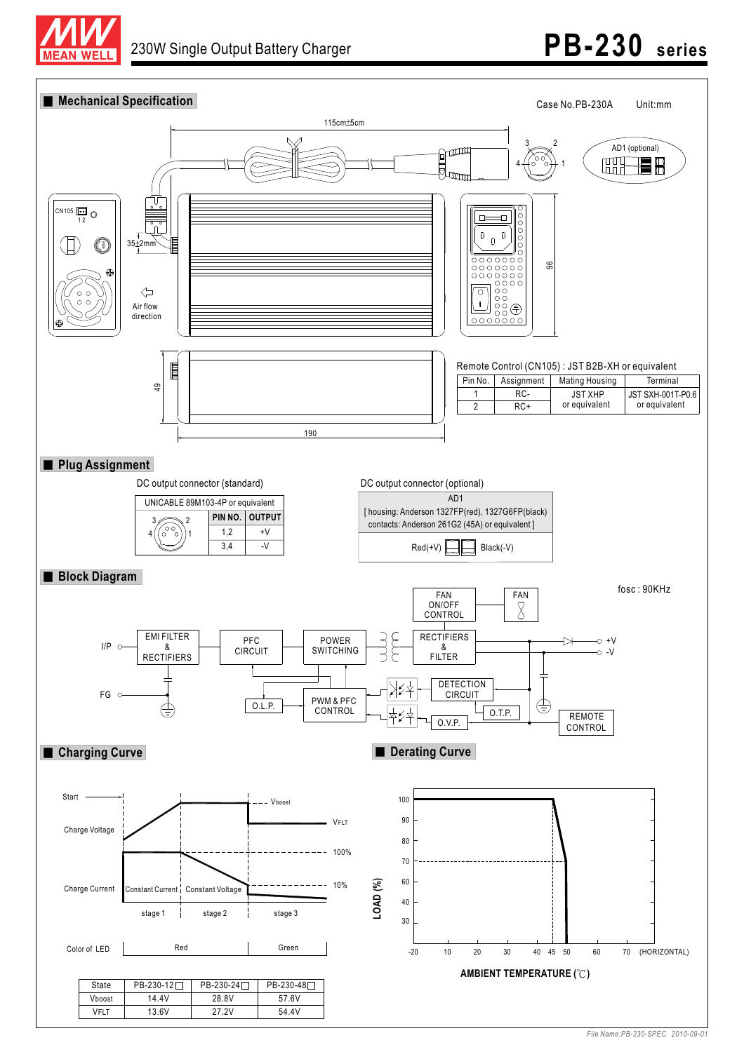230W Single Output Battery Charger

# PB-230 series

## Mechanical Specification

Case No.PB-230A    Unit:mm

115cm±5cm

3 2 4 1

AD1 (optional)

CN105 1 2

35±2mm

Air flow direction

96

49

190

Remote Control (CN105) : JST B2B-XH or equivalent

| Pin No. | Assignment | Mating Housing | Terminal |
|---|---|---|---|
| 1 | RC- | JST XHP or equivalent | JST SXH-001T-P0.6 or equivalent |
| 2 | RC+ | | |

## Plug Assignment

DC output connector (standard)

| UNICABLE 89M103-4P or equivalent | | |
|---|---|---|
| | PIN NO. | OUTPUT |
| 3 2 4 1 | 1,2 | +V |
| | 3,4 | -V |

DC output connector (optional)

| AD1 |
|---|
| [ housing: Anderson 1327FP(red), 1327G6FP(black) contacts: Anderson 261G2 (45A) or equivalent ] |
| Red(+V) Black(-V) |

## Block Diagram

fosc : 90KHz

I/P
FG
EMI FILTER & RECTIFIERS
PFC CIRCUIT
POWER SWITCHING
RECTIFIERS & FILTER
FAN ON/OFF CONTROL
FAN
+V
-V
O.L.P.
PWM & PFC CONTROL
DETECTION CIRCUIT
O.T.P.
O.V.P.
REMOTE CONTROL

## Charging Curve

Start
Charge Voltage
Vboost
VFLT
Charge Current
100%
10%
Constant Current
Constant Voltage
stage 1
stage 2
stage 3
Color of LED
Red
Green

| State | PB-230-12□ | PB-230-24□ | PB-230-48□ |
|---|---|---|---|
| Vboost | 14.4V | 28.8V | 57.6V |
| VFLT | 13.6V | 27.2V | 54.4V |

## Derating Curve

LOAD (%)
100
90
80
70
60
40
30
-20 10 20 30 40 45 50 60 70 (HORIZONTAL)
AMBIENT TEMPERATURE (℃)

*File Name:PB-230-SPEC 2010-09-01*